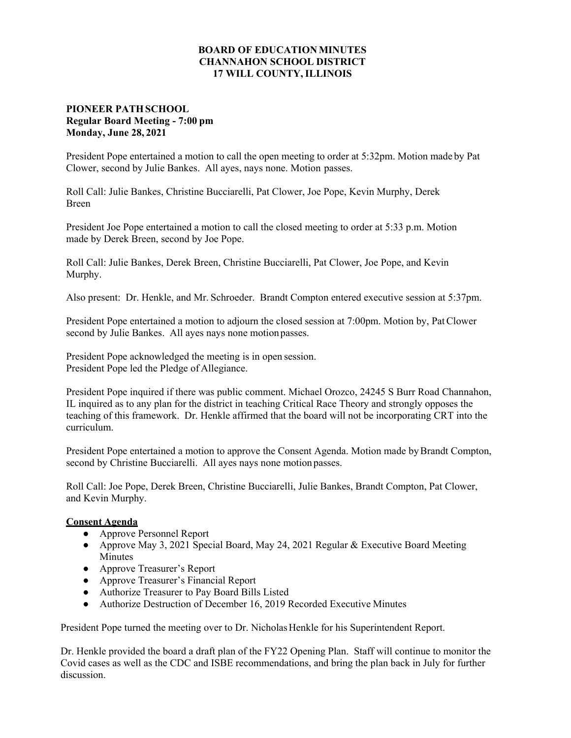# BOARD OF EDUCATION MINUTES
# CHANNAHON SCHOOL DISTRICT
# 17 WILL COUNTY, ILLINOIS

**PIONEER PATH SCHOOL**
**Regular Board Meeting - 7:00 pm**
**Monday, June 28, 2021**

President Pope entertained a motion to call the open meeting to order at 5:32pm. Motion made by Pat Clower, second by Julie Bankes. All ayes, nays none. Motion passes.

Roll Call: Julie Bankes, Christine Bucciarelli, Pat Clower, Joe Pope, Kevin Murphy, Derek Breen

President Joe Pope entertained a motion to call the closed meeting to order at 5:33 p.m. Motion made by Derek Breen, second by Joe Pope.

Roll Call: Julie Bankes, Derek Breen, Christine Bucciarelli, Pat Clower, Joe Pope, and Kevin Murphy.

Also present: Dr. Henkle, and Mr. Schroeder. Brandt Compton entered executive session at 5:37pm.

President Pope entertained a motion to adjourn the closed session at 7:00pm. Motion by, Pat Clower second by Julie Bankes. All ayes nays none motion passes.

President Pope acknowledged the meeting is in open session.
President Pope led the Pledge of Allegiance.

President Pope inquired if there was public comment. Michael Orozco, 24245 S Burr Road Channahon, IL inquired as to any plan for the district in teaching Critical Race Theory and strongly opposes the teaching of this framework. Dr. Henkle affirmed that the board will not be incorporating CRT into the curriculum.

President Pope entertained a motion to approve the Consent Agenda. Motion made by Brandt Compton, second by Christine Bucciarelli. All ayes nays none motion passes.

Roll Call: Joe Pope, Derek Breen, Christine Bucciarelli, Julie Bankes, Brandt Compton, Pat Clower, and Kevin Murphy.

**Consent Agenda**

- Approve Personnel Report
- Approve May 3, 2021 Special Board, May 24, 2021 Regular & Executive Board Meeting Minutes
- Approve Treasurer's Report
- Approve Treasurer's Financial Report
- Authorize Treasurer to Pay Board Bills Listed
- Authorize Destruction of December 16, 2019 Recorded Executive Minutes

President Pope turned the meeting over to Dr. Nicholas Henkle for his Superintendent Report.

Dr. Henkle provided the board a draft plan of the FY22 Opening Plan. Staff will continue to monitor the Covid cases as well as the CDC and ISBE recommendations, and bring the plan back in July for further discussion.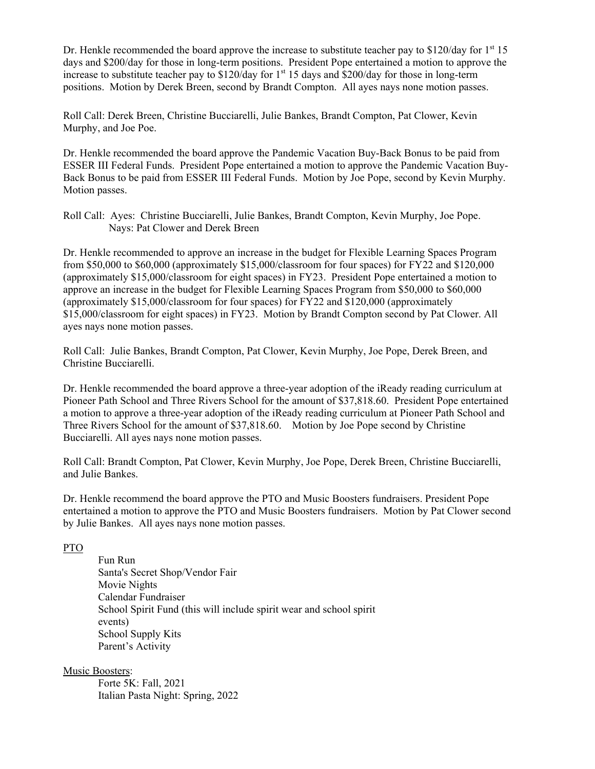Dr. Henkle recommended the board approve the increase to substitute teacher pay to \$120/day for 1st 15 days and \$200/day for those in long-term positions. President Pope entertained a motion to approve the increase to substitute teacher pay to \$120/day for 1st 15 days and \$200/day for those in long-term positions. Motion by Derek Breen, second by Brandt Compton. All ayes nays none motion passes.

Roll Call: Derek Breen, Christine Bucciarelli, Julie Bankes, Brandt Compton, Pat Clower, Kevin Murphy, and Joe Poe.

Dr. Henkle recommended the board approve the Pandemic Vacation Buy-Back Bonus to be paid from ESSER III Federal Funds. President Pope entertained a motion to approve the Pandemic Vacation Buy-Back Bonus to be paid from ESSER III Federal Funds. Motion by Joe Pope, second by Kevin Murphy. Motion passes.

Roll Call: Ayes: Christine Bucciarelli, Julie Bankes, Brandt Compton, Kevin Murphy, Joe Pope.
Nays: Pat Clower and Derek Breen

Dr. Henkle recommended to approve an increase in the budget for Flexible Learning Spaces Program from \$50,000 to \$60,000 (approximately \$15,000/classroom for four spaces) for FY22 and \$120,000 (approximately \$15,000/classroom for eight spaces) in FY23. President Pope entertained a motion to approve an increase in the budget for Flexible Learning Spaces Program from \$50,000 to \$60,000 (approximately \$15,000/classroom for four spaces) for FY22 and \$120,000 (approximately \$15,000/classroom for eight spaces) in FY23. Motion by Brandt Compton second by Pat Clower. All ayes nays none motion passes.

Roll Call: Julie Bankes, Brandt Compton, Pat Clower, Kevin Murphy, Joe Pope, Derek Breen, and Christine Bucciarelli.

Dr. Henkle recommended the board approve a three-year adoption of the iReady reading curriculum at Pioneer Path School and Three Rivers School for the amount of \$37,818.60. President Pope entertained a motion to approve a three-year adoption of the iReady reading curriculum at Pioneer Path School and Three Rivers School for the amount of \$37,818.60. Motion by Joe Pope second by Christine Bucciarelli. All ayes nays none motion passes.

Roll Call: Brandt Compton, Pat Clower, Kevin Murphy, Joe Pope, Derek Breen, Christine Bucciarelli, and Julie Bankes.

Dr. Henkle recommend the board approve the PTO and Music Boosters fundraisers. President Pope entertained a motion to approve the PTO and Music Boosters fundraisers. Motion by Pat Clower second by Julie Bankes. All ayes nays none motion passes.

PTO

- Fun Run
- Santa's Secret Shop/Vendor Fair
- Movie Nights
- Calendar Fundraiser
- School Spirit Fund (this will include spirit wear and school spirit events)
- School Supply Kits
- Parent's Activity

Music Boosters:

- Forte 5K: Fall, 2021
- Italian Pasta Night: Spring, 2022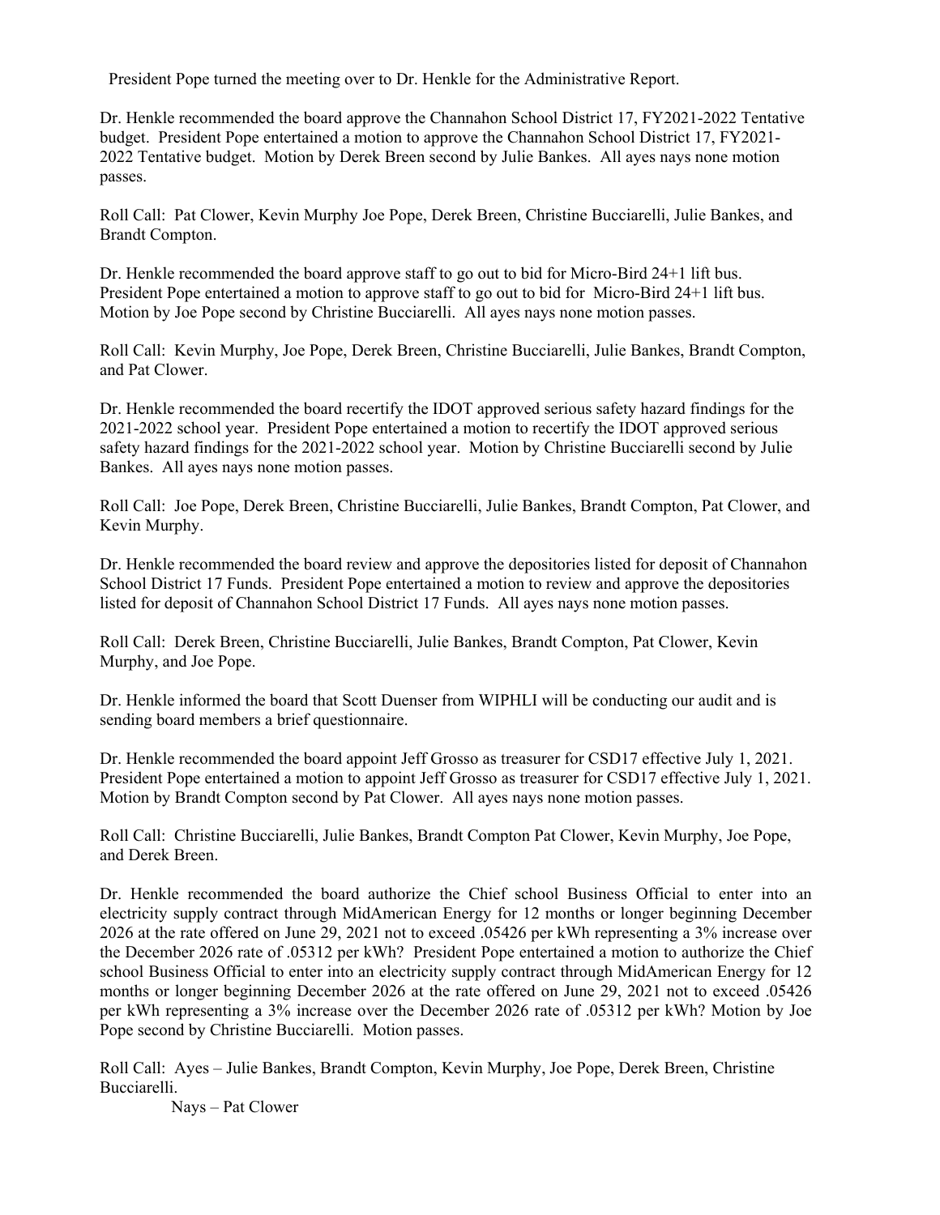President Pope turned the meeting over to Dr. Henkle for the Administrative Report.

Dr. Henkle recommended the board approve the Channahon School District 17, FY2021-2022 Tentative budget. President Pope entertained a motion to approve the Channahon School District 17, FY2021-2022 Tentative budget. Motion by Derek Breen second by Julie Bankes. All ayes nays none motion passes.

Roll Call: Pat Clower, Kevin Murphy Joe Pope, Derek Breen, Christine Bucciarelli, Julie Bankes, and Brandt Compton.

Dr. Henkle recommended the board approve staff to go out to bid for Micro-Bird 24+1 lift bus. President Pope entertained a motion to approve staff to go out to bid for Micro-Bird 24+1 lift bus. Motion by Joe Pope second by Christine Bucciarelli. All ayes nays none motion passes.

Roll Call: Kevin Murphy, Joe Pope, Derek Breen, Christine Bucciarelli, Julie Bankes, Brandt Compton, and Pat Clower.

Dr. Henkle recommended the board recertify the IDOT approved serious safety hazard findings for the 2021-2022 school year. President Pope entertained a motion to recertify the IDOT approved serious safety hazard findings for the 2021-2022 school year. Motion by Christine Bucciarelli second by Julie Bankes. All ayes nays none motion passes.

Roll Call: Joe Pope, Derek Breen, Christine Bucciarelli, Julie Bankes, Brandt Compton, Pat Clower, and Kevin Murphy.

Dr. Henkle recommended the board review and approve the depositories listed for deposit of Channahon School District 17 Funds. President Pope entertained a motion to review and approve the depositories listed for deposit of Channahon School District 17 Funds. All ayes nays none motion passes.

Roll Call: Derek Breen, Christine Bucciarelli, Julie Bankes, Brandt Compton, Pat Clower, Kevin Murphy, and Joe Pope.

Dr. Henkle informed the board that Scott Duenser from WIPHLI will be conducting our audit and is sending board members a brief questionnaire.

Dr. Henkle recommended the board appoint Jeff Grosso as treasurer for CSD17 effective July 1, 2021. President Pope entertained a motion to appoint Jeff Grosso as treasurer for CSD17 effective July 1, 2021. Motion by Brandt Compton second by Pat Clower. All ayes nays none motion passes.

Roll Call: Christine Bucciarelli, Julie Bankes, Brandt Compton Pat Clower, Kevin Murphy, Joe Pope, and Derek Breen.

Dr. Henkle recommended the board authorize the Chief school Business Official to enter into an electricity supply contract through MidAmerican Energy for 12 months or longer beginning December 2026 at the rate offered on June 29, 2021 not to exceed .05426 per kWh representing a 3% increase over the December 2026 rate of .05312 per kWh? President Pope entertained a motion to authorize the Chief school Business Official to enter into an electricity supply contract through MidAmerican Energy for 12 months or longer beginning December 2026 at the rate offered on June 29, 2021 not to exceed .05426 per kWh representing a 3% increase over the December 2026 rate of .05312 per kWh? Motion by Joe Pope second by Christine Bucciarelli. Motion passes.

Roll Call: Ayes – Julie Bankes, Brandt Compton, Kevin Murphy, Joe Pope, Derek Breen, Christine Bucciarelli.

Nays – Pat Clower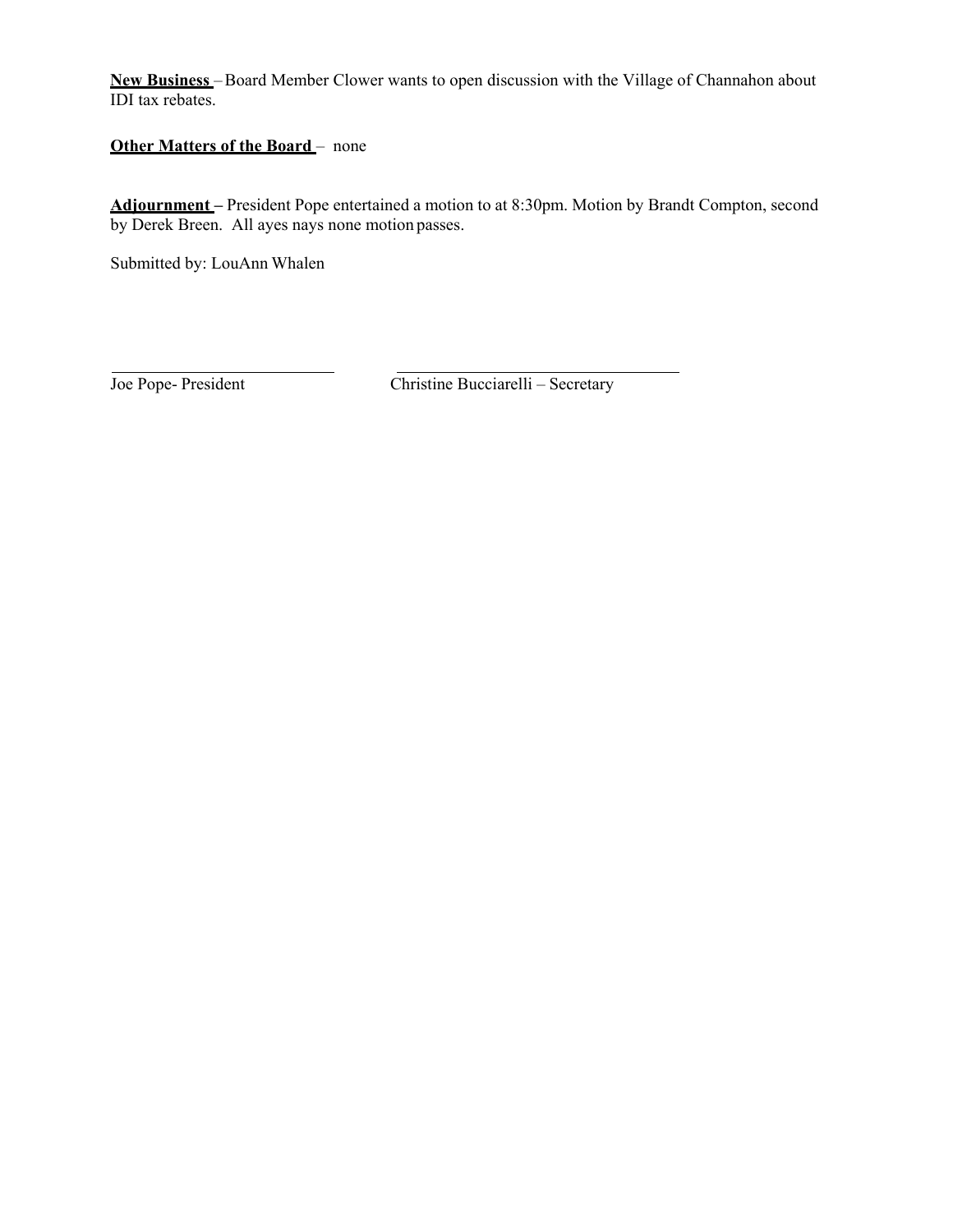**New Business** – Board Member Clower wants to open discussion with the Village of Channahon about IDI tax rebates.

**Other Matters of the Board** – none

**Adjournment** – President Pope entertained a motion to at 8:30pm. Motion by Brandt Compton, second by Derek Breen. All ayes nays none motion passes.

Submitted by: LouAnn Whalen

\_\_\_\_\_\_\_\_\_\_\_\_\_\_\_\_\_\_\_\_\_\_\_\_\_\_ \_\_\_\_\_\_\_\_\_\_\_\_\_\_\_\_\_\_\_\_\_\_\_\_\_\_\_\_\_\_\_\_\_

Joe Pope- President Christine Bucciarelli – Secretary